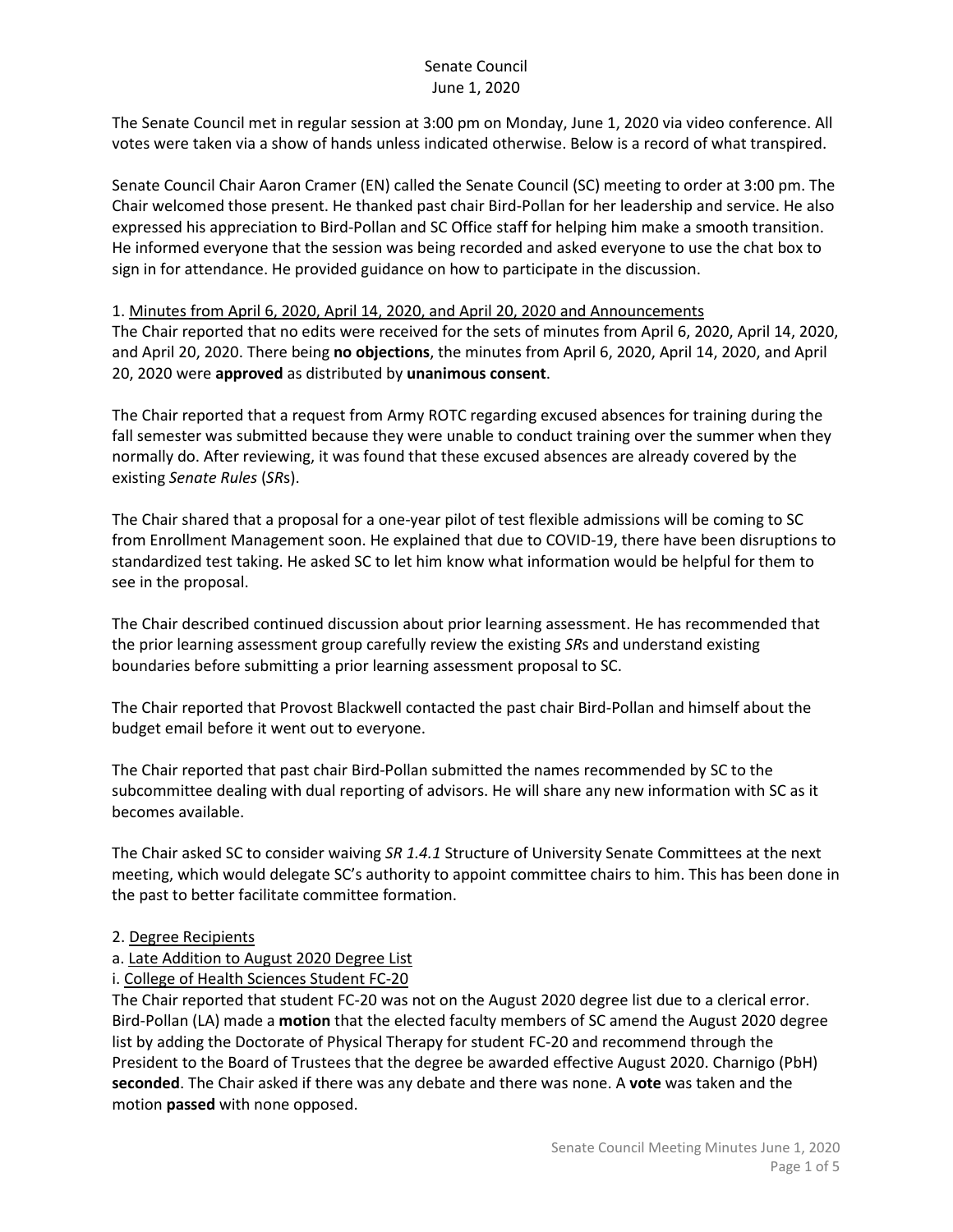Senate Council
June 1, 2020

The Senate Council met in regular session at 3:00 pm on Monday, June 1, 2020 via video conference. All votes were taken via a show of hands unless indicated otherwise. Below is a record of what transpired.

Senate Council Chair Aaron Cramer (EN) called the Senate Council (SC) meeting to order at 3:00 pm. The Chair welcomed those present. He thanked past chair Bird-Pollan for her leadership and service. He also expressed his appreciation to Bird-Pollan and SC Office staff for helping him make a smooth transition. He informed everyone that the session was being recorded and asked everyone to use the chat box to sign in for attendance. He provided guidance on how to participate in the discussion.

1. Minutes from April 6, 2020, April 14, 2020, and April 20, 2020 and Announcements

The Chair reported that no edits were received for the sets of minutes from April 6, 2020, April 14, 2020, and April 20, 2020. There being **no objections**, the minutes from April 6, 2020, April 14, 2020, and April 20, 2020 were **approved** as distributed by **unanimous consent**.

The Chair reported that a request from Army ROTC regarding excused absences for training during the fall semester was submitted because they were unable to conduct training over the summer when they normally do. After reviewing, it was found that these excused absences are already covered by the existing *Senate Rules* (*SR*s).

The Chair shared that a proposal for a one-year pilot of test flexible admissions will be coming to SC from Enrollment Management soon. He explained that due to COVID-19, there have been disruptions to standardized test taking. He asked SC to let him know what information would be helpful for them to see in the proposal.

The Chair described continued discussion about prior learning assessment. He has recommended that the prior learning assessment group carefully review the existing *SR*s and understand existing boundaries before submitting a prior learning assessment proposal to SC.

The Chair reported that Provost Blackwell contacted the past chair Bird-Pollan and himself about the budget email before it went out to everyone.

The Chair reported that past chair Bird-Pollan submitted the names recommended by SC to the subcommittee dealing with dual reporting of advisors. He will share any new information with SC as it becomes available.

The Chair asked SC to consider waiving *SR 1.4.1* Structure of University Senate Committees at the next meeting, which would delegate SC's authority to appoint committee chairs to him. This has been done in the past to better facilitate committee formation.

2. Degree Recipients

a. Late Addition to August 2020 Degree List

i. College of Health Sciences Student FC-20

The Chair reported that student FC-20 was not on the August 2020 degree list due to a clerical error. Bird-Pollan (LA) made a **motion** that the elected faculty members of SC amend the August 2020 degree list by adding the Doctorate of Physical Therapy for student FC-20 and recommend through the President to the Board of Trustees that the degree be awarded effective August 2020. Charnigo (PbH) **seconded**. The Chair asked if there was any debate and there was none. A **vote** was taken and the motion **passed** with none opposed.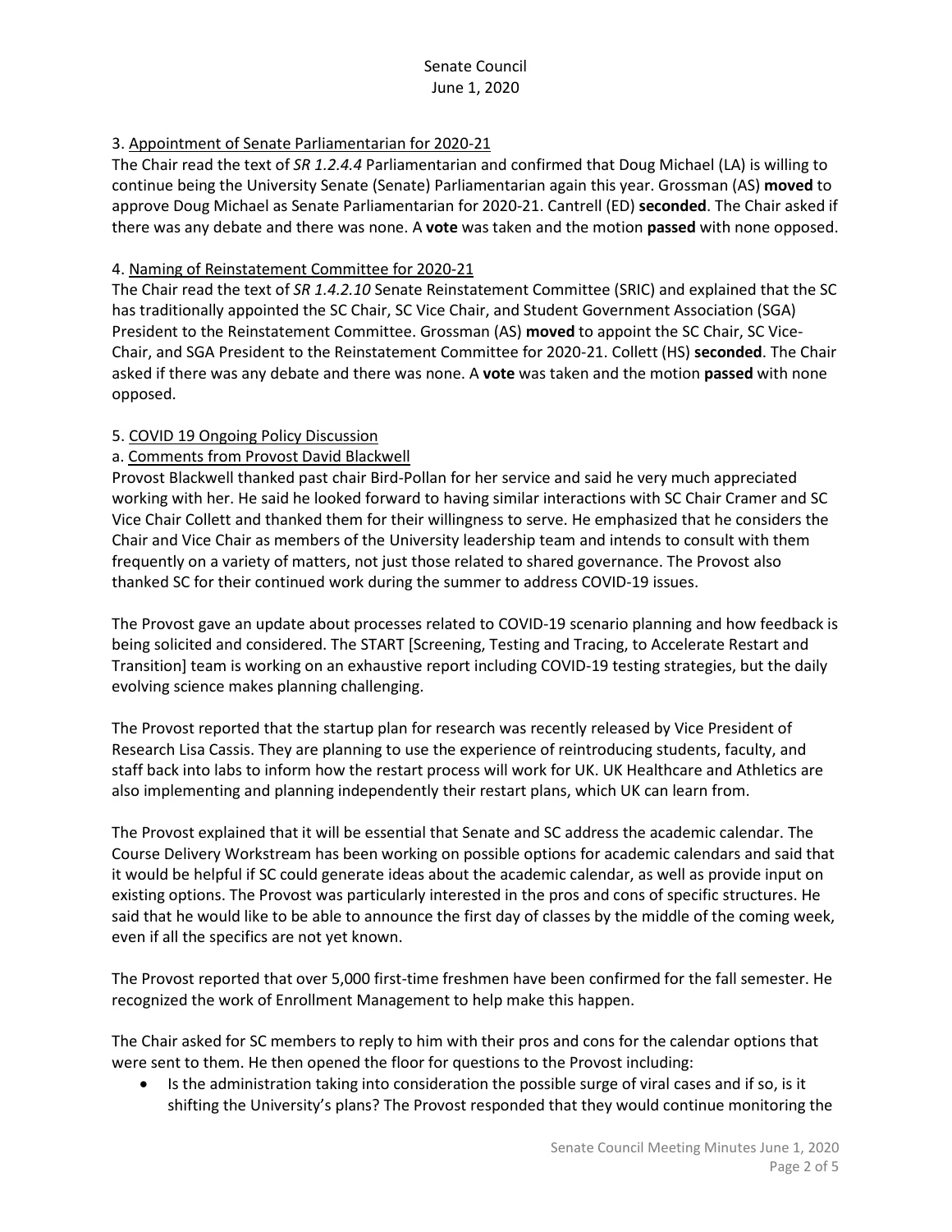3. Appointment of Senate Parliamentarian for 2020-21

The Chair read the text of *SR 1.2.4.4* Parliamentarian and confirmed that Doug Michael (LA) is willing to continue being the University Senate (Senate) Parliamentarian again this year. Grossman (AS) **moved** to approve Doug Michael as Senate Parliamentarian for 2020-21. Cantrell (ED) **seconded**. The Chair asked if there was any debate and there was none. A **vote** was taken and the motion **passed** with none opposed.

4. Naming of Reinstatement Committee for 2020-21

The Chair read the text of *SR 1.4.2.10* Senate Reinstatement Committee (SRIC) and explained that the SC has traditionally appointed the SC Chair, SC Vice Chair, and Student Government Association (SGA) President to the Reinstatement Committee. Grossman (AS) **moved** to appoint the SC Chair, SC Vice-Chair, and SGA President to the Reinstatement Committee for 2020-21. Collett (HS) **seconded**. The Chair asked if there was any debate and there was none. A **vote** was taken and the motion **passed** with none opposed.

5. COVID 19 Ongoing Policy Discussion

a. Comments from Provost David Blackwell

Provost Blackwell thanked past chair Bird-Pollan for her service and said he very much appreciated working with her. He said he looked forward to having similar interactions with SC Chair Cramer and SC Vice Chair Collett and thanked them for their willingness to serve. He emphasized that he considers the Chair and Vice Chair as members of the University leadership team and intends to consult with them frequently on a variety of matters, not just those related to shared governance. The Provost also thanked SC for their continued work during the summer to address COVID-19 issues.

The Provost gave an update about processes related to COVID-19 scenario planning and how feedback is being solicited and considered. The START [Screening, Testing and Tracing, to Accelerate Restart and Transition] team is working on an exhaustive report including COVID-19 testing strategies, but the daily evolving science makes planning challenging.

The Provost reported that the startup plan for research was recently released by Vice President of Research Lisa Cassis. They are planning to use the experience of reintroducing students, faculty, and staff back into labs to inform how the restart process will work for UK. UK Healthcare and Athletics are also implementing and planning independently their restart plans, which UK can learn from.

The Provost explained that it will be essential that Senate and SC address the academic calendar. The Course Delivery Workstream has been working on possible options for academic calendars and said that it would be helpful if SC could generate ideas about the academic calendar, as well as provide input on existing options. The Provost was particularly interested in the pros and cons of specific structures. He said that he would like to be able to announce the first day of classes by the middle of the coming week, even if all the specifics are not yet known.

The Provost reported that over 5,000 first-time freshmen have been confirmed for the fall semester. He recognized the work of Enrollment Management to help make this happen.

The Chair asked for SC members to reply to him with their pros and cons for the calendar options that were sent to them. He then opened the floor for questions to the Provost including:

- Is the administration taking into consideration the possible surge of viral cases and if so, is it shifting the University's plans? The Provost responded that they would continue monitoring the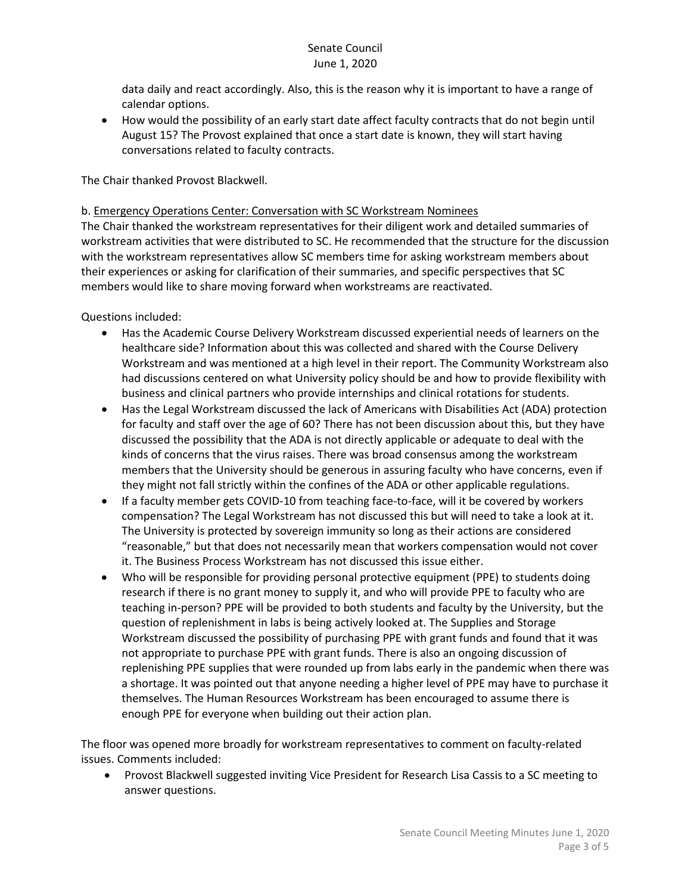data daily and react accordingly. Also, this is the reason why it is important to have a range of calendar options.

- How would the possibility of an early start date affect faculty contracts that do not begin until August 15? The Provost explained that once a start date is known, they will start having conversations related to faculty contracts.

The Chair thanked Provost Blackwell.

b. Emergency Operations Center: Conversation with SC Workstream Nominees

The Chair thanked the workstream representatives for their diligent work and detailed summaries of workstream activities that were distributed to SC. He recommended that the structure for the discussion with the workstream representatives allow SC members time for asking workstream members about their experiences or asking for clarification of their summaries, and specific perspectives that SC members would like to share moving forward when workstreams are reactivated.

Questions included:

- Has the Academic Course Delivery Workstream discussed experiential needs of learners on the healthcare side? Information about this was collected and shared with the Course Delivery Workstream and was mentioned at a high level in their report. The Community Workstream also had discussions centered on what University policy should be and how to provide flexibility with business and clinical partners who provide internships and clinical rotations for students.
- Has the Legal Workstream discussed the lack of Americans with Disabilities Act (ADA) protection for faculty and staff over the age of 60? There has not been discussion about this, but they have discussed the possibility that the ADA is not directly applicable or adequate to deal with the kinds of concerns that the virus raises. There was broad consensus among the workstream members that the University should be generous in assuring faculty who have concerns, even if they might not fall strictly within the confines of the ADA or other applicable regulations.
- If a faculty member gets COVID-10 from teaching face-to-face, will it be covered by workers compensation? The Legal Workstream has not discussed this but will need to take a look at it. The University is protected by sovereign immunity so long as their actions are considered "reasonable," but that does not necessarily mean that workers compensation would not cover it. The Business Process Workstream has not discussed this issue either.
- Who will be responsible for providing personal protective equipment (PPE) to students doing research if there is no grant money to supply it, and who will provide PPE to faculty who are teaching in-person? PPE will be provided to both students and faculty by the University, but the question of replenishment in labs is being actively looked at. The Supplies and Storage Workstream discussed the possibility of purchasing PPE with grant funds and found that it was not appropriate to purchase PPE with grant funds. There is also an ongoing discussion of replenishing PPE supplies that were rounded up from labs early in the pandemic when there was a shortage. It was pointed out that anyone needing a higher level of PPE may have to purchase it themselves. The Human Resources Workstream has been encouraged to assume there is enough PPE for everyone when building out their action plan.

The floor was opened more broadly for workstream representatives to comment on faculty-related issues. Comments included:

- Provost Blackwell suggested inviting Vice President for Research Lisa Cassis to a SC meeting to answer questions.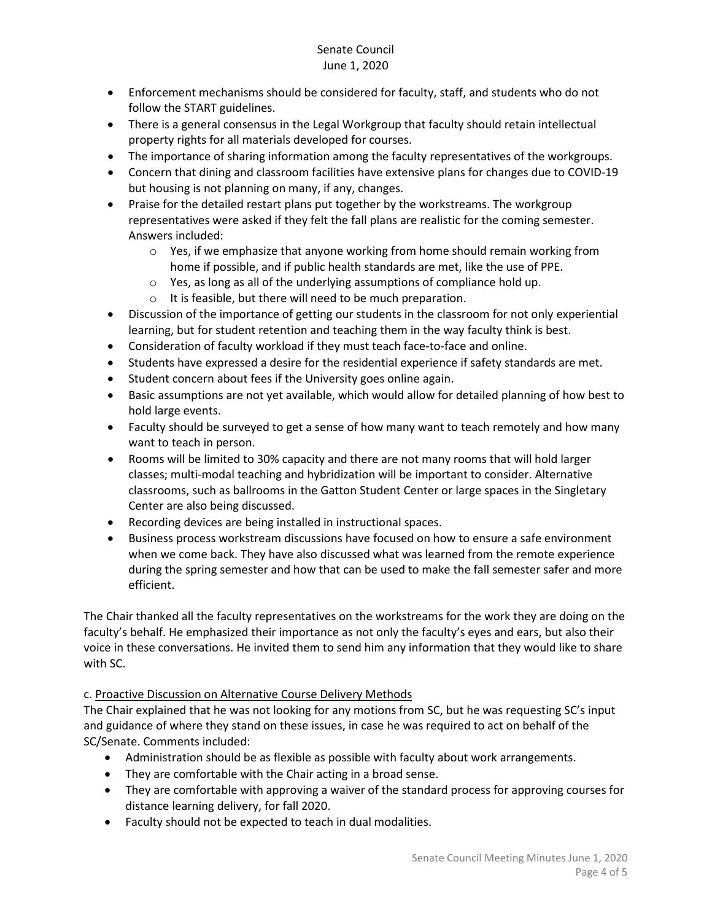- Enforcement mechanisms should be considered for faculty, staff, and students who do not follow the START guidelines.
- There is a general consensus in the Legal Workgroup that faculty should retain intellectual property rights for all materials developed for courses.
- The importance of sharing information among the faculty representatives of the workgroups.
- Concern that dining and classroom facilities have extensive plans for changes due to COVID-19 but housing is not planning on many, if any, changes.
- Praise for the detailed restart plans put together by the workstreams. The workgroup representatives were asked if they felt the fall plans are realistic for the coming semester. Answers included:
    - Yes, if we emphasize that anyone working from home should remain working from home if possible, and if public health standards are met, like the use of PPE.
    - Yes, as long as all of the underlying assumptions of compliance hold up.
    - It is feasible, but there will need to be much preparation.
- Discussion of the importance of getting our students in the classroom for not only experiential learning, but for student retention and teaching them in the way faculty think is best.
- Consideration of faculty workload if they must teach face-to-face and online.
- Students have expressed a desire for the residential experience if safety standards are met.
- Student concern about fees if the University goes online again.
- Basic assumptions are not yet available, which would allow for detailed planning of how best to hold large events.
- Faculty should be surveyed to get a sense of how many want to teach remotely and how many want to teach in person.
- Rooms will be limited to 30% capacity and there are not many rooms that will hold larger classes; multi-modal teaching and hybridization will be important to consider. Alternative classrooms, such as ballrooms in the Gatton Student Center or large spaces in the Singletary Center are also being discussed.
- Recording devices are being installed in instructional spaces.
- Business process workstream discussions have focused on how to ensure a safe environment when we come back. They have also discussed what was learned from the remote experience during the spring semester and how that can be used to make the fall semester safer and more efficient.

The Chair thanked all the faculty representatives on the workstreams for the work they are doing on the faculty's behalf. He emphasized their importance as not only the faculty's eyes and ears, but also their voice in these conversations. He invited them to send him any information that they would like to share with SC.

c. Proactive Discussion on Alternative Course Delivery Methods

The Chair explained that he was not looking for any motions from SC, but he was requesting SC's input and guidance of where they stand on these issues, in case he was required to act on behalf of the SC/Senate. Comments included:

- Administration should be as flexible as possible with faculty about work arrangements.
- They are comfortable with the Chair acting in a broad sense.
- They are comfortable with approving a waiver of the standard process for approving courses for distance learning delivery, for fall 2020.
- Faculty should not be expected to teach in dual modalities.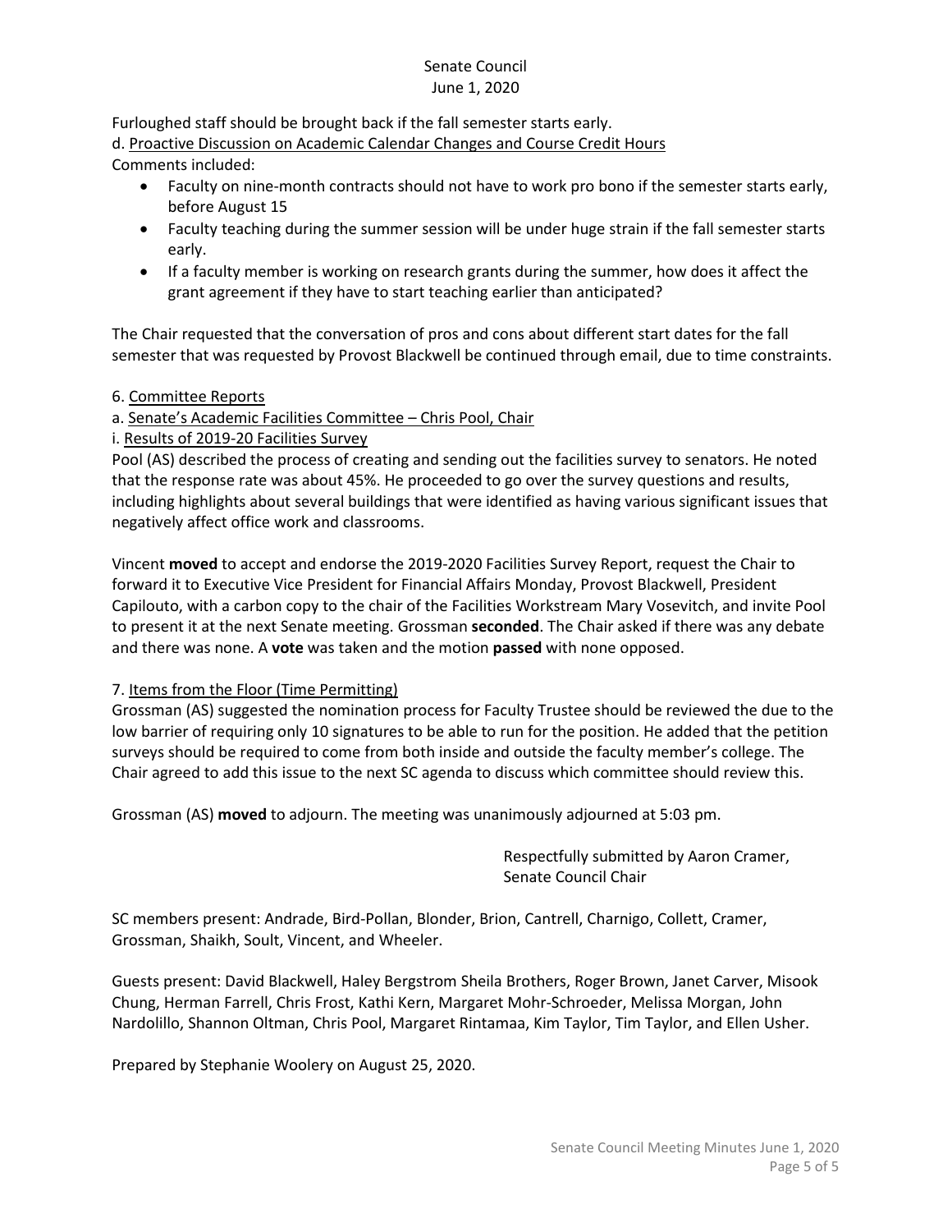Furloughed staff should be brought back if the fall semester starts early.

d. Proactive Discussion on Academic Calendar Changes and Course Credit Hours

Comments included:

- Faculty on nine-month contracts should not have to work pro bono if the semester starts early, before August 15
- Faculty teaching during the summer session will be under huge strain if the fall semester starts early.
- If a faculty member is working on research grants during the summer, how does it affect the grant agreement if they have to start teaching earlier than anticipated?

The Chair requested that the conversation of pros and cons about different start dates for the fall semester that was requested by Provost Blackwell be continued through email, due to time constraints.

6. Committee Reports

a. Senate's Academic Facilities Committee – Chris Pool, Chair

i. Results of 2019-20 Facilities Survey

Pool (AS) described the process of creating and sending out the facilities survey to senators. He noted that the response rate was about 45%. He proceeded to go over the survey questions and results, including highlights about several buildings that were identified as having various significant issues that negatively affect office work and classrooms.

Vincent **moved** to accept and endorse the 2019-2020 Facilities Survey Report, request the Chair to forward it to Executive Vice President for Financial Affairs Monday, Provost Blackwell, President Capilouto, with a carbon copy to the chair of the Facilities Workstream Mary Vosevitch, and invite Pool to present it at the next Senate meeting. Grossman **seconded**. The Chair asked if there was any debate and there was none. A **vote** was taken and the motion **passed** with none opposed.

7. Items from the Floor (Time Permitting)

Grossman (AS) suggested the nomination process for Faculty Trustee should be reviewed the due to the low barrier of requiring only 10 signatures to be able to run for the position. He added that the petition surveys should be required to come from both inside and outside the faculty member's college. The Chair agreed to add this issue to the next SC agenda to discuss which committee should review this.

Grossman (AS) **moved** to adjourn. The meeting was unanimously adjourned at 5:03 pm.

Respectfully submitted by Aaron Cramer,
Senate Council Chair

SC members present: Andrade, Bird-Pollan, Blonder, Brion, Cantrell, Charnigo, Collett, Cramer, Grossman, Shaikh, Soult, Vincent, and Wheeler.

Guests present: David Blackwell, Haley Bergstrom Sheila Brothers, Roger Brown, Janet Carver, Misook Chung, Herman Farrell, Chris Frost, Kathi Kern, Margaret Mohr-Schroeder, Melissa Morgan, John Nardolillo, Shannon Oltman, Chris Pool, Margaret Rintamaa, Kim Taylor, Tim Taylor, and Ellen Usher.

Prepared by Stephanie Woolery on August 25, 2020.